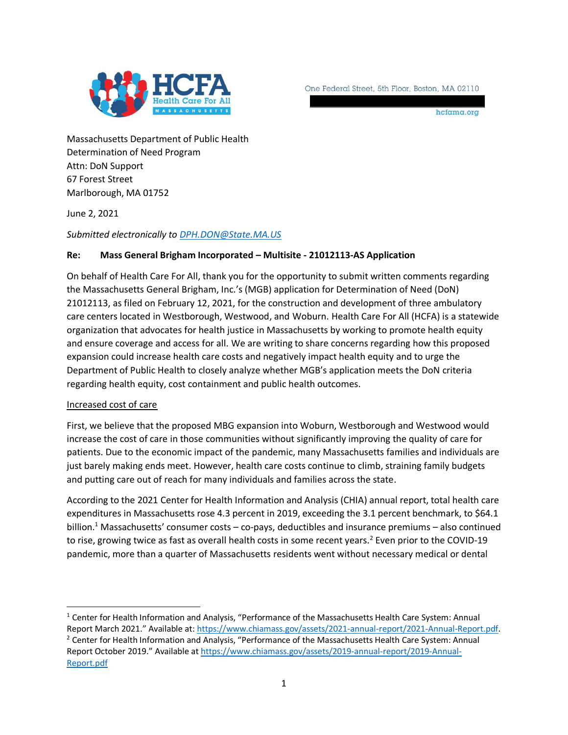HCFA Health Care For All MASSACHUSETTS

One Federal Street, 5th Floor, Boston, MA 02110

hcfama.org

Massachusetts Department of Public Health
Determination of Need Program
Attn: DoN Support
67 Forest Street
Marlborough, MA 01752

June 2, 2021

*Submitted electronically to [DPH.DON@State.MA.US](mailto:DPH.DON@State.MA.US)*

**Re: Mass General Brigham Incorporated – Multisite - 21012113-AS Application**

On behalf of Health Care For All, thank you for the opportunity to submit written comments regarding the Massachusetts General Brigham, Inc.'s (MGB) application for Determination of Need (DoN) 21012113, as filed on February 12, 2021, for the construction and development of three ambulatory care centers located in Westborough, Westwood, and Woburn. Health Care For All (HCFA) is a statewide organization that advocates for health justice in Massachusetts by working to promote health equity and ensure coverage and access for all. We are writing to share concerns regarding how this proposed expansion could increase health care costs and negatively impact health equity and to urge the Department of Public Health to closely analyze whether MGB's application meets the DoN criteria regarding health equity, cost containment and public health outcomes.

<u>Increased cost of care</u>

First, we believe that the proposed MBG expansion into Woburn, Westborough and Westwood would increase the cost of care in those communities without significantly improving the quality of care for patients. Due to the economic impact of the pandemic, many Massachusetts families and individuals are just barely making ends meet. However, health care costs continue to climb, straining family budgets and putting care out of reach for many individuals and families across the state.

According to the 2021 Center for Health Information and Analysis (CHIA) annual report, total health care expenditures in Massachusetts rose 4.3 percent in 2019, exceeding the 3.1 percent benchmark, to $64.1 billion.[1] Massachusetts' consumer costs – co-pays, deductibles and insurance premiums – also continued to rise, growing twice as fast as overall health costs in some recent years.[2] Even prior to the COVID-19 pandemic, more than a quarter of Massachusetts residents went without necessary medical or dental

---

[1] Center for Health Information and Analysis, "Performance of the Massachusetts Health Care System: Annual Report March 2021." Available at: https://www.chiamass.gov/assets/2021-annual-report/2021-Annual-Report.pdf.

[2] Center for Health Information and Analysis, "Performance of the Massachusetts Health Care System: Annual Report October 2019." Available at https://www.chiamass.gov/assets/2019-annual-report/2019-Annual-Report.pdf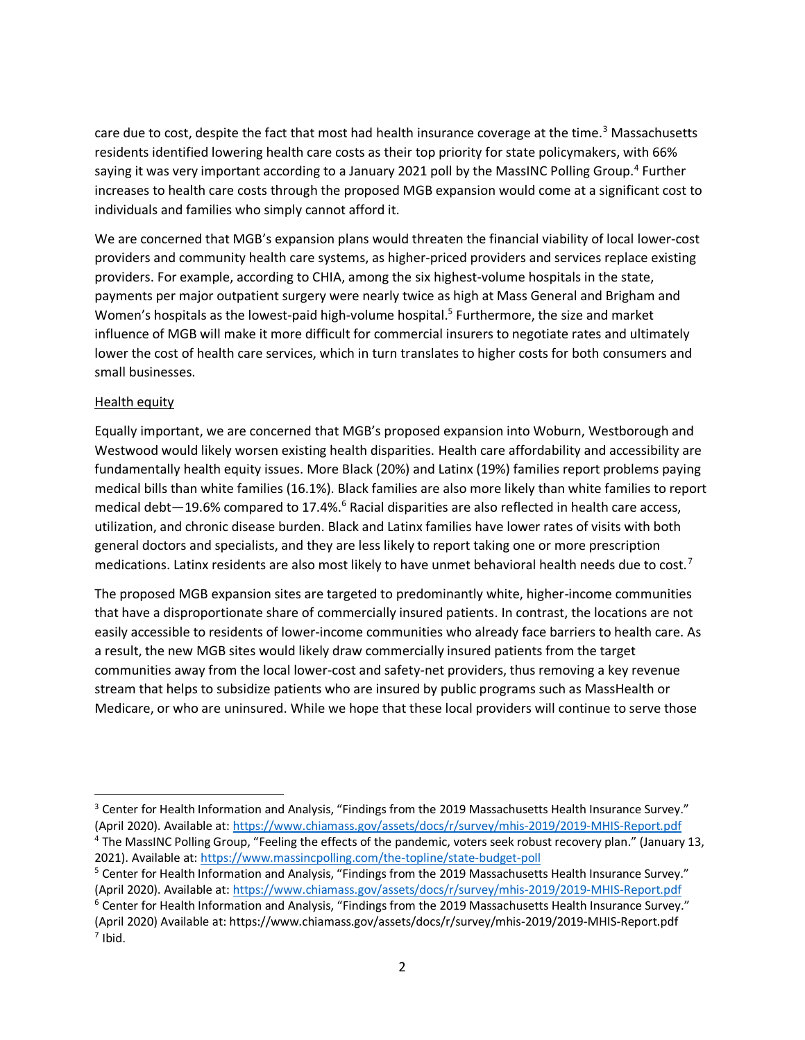care due to cost, despite the fact that most had health insurance coverage at the time.[3] Massachusetts residents identified lowering health care costs as their top priority for state policymakers, with 66% saying it was very important according to a January 2021 poll by the MassINC Polling Group.[4] Further increases to health care costs through the proposed MGB expansion would come at a significant cost to individuals and families who simply cannot afford it.

We are concerned that MGB's expansion plans would threaten the financial viability of local lower-cost providers and community health care systems, as higher-priced providers and services replace existing providers. For example, according to CHIA, among the six highest-volume hospitals in the state, payments per major outpatient surgery were nearly twice as high at Mass General and Brigham and Women's hospitals as the lowest-paid high-volume hospital.[5] Furthermore, the size and market influence of MGB will make it more difficult for commercial insurers to negotiate rates and ultimately lower the cost of health care services, which in turn translates to higher costs for both consumers and small businesses.

<u>Health equity</u>

Equally important, we are concerned that MGB's proposed expansion into Woburn, Westborough and Westwood would likely worsen existing health disparities. Health care affordability and accessibility are fundamentally health equity issues. More Black (20%) and Latinx (19%) families report problems paying medical bills than white families (16.1%). Black families are also more likely than white families to report medical debt—19.6% compared to 17.4%.[6] Racial disparities are also reflected in health care access, utilization, and chronic disease burden. Black and Latinx families have lower rates of visits with both general doctors and specialists, and they are less likely to report taking one or more prescription medications. Latinx residents are also most likely to have unmet behavioral health needs due to cost.[7]

The proposed MGB expansion sites are targeted to predominantly white, higher-income communities that have a disproportionate share of commercially insured patients. In contrast, the locations are not easily accessible to residents of lower-income communities who already face barriers to health care. As a result, the new MGB sites would likely draw commercially insured patients from the target communities away from the local lower-cost and safety-net providers, thus removing a key revenue stream that helps to subsidize patients who are insured by public programs such as MassHealth or Medicare, or who are uninsured. While we hope that these local providers will continue to serve those

---

[3] Center for Health Information and Analysis, "Findings from the 2019 Massachusetts Health Insurance Survey." (April 2020). Available at: https://www.chiamass.gov/assets/docs/r/survey/mhis-2019/2019-MHIS-Report.pdf

[4] The MassINC Polling Group, "Feeling the effects of the pandemic, voters seek robust recovery plan." (January 13, 2021). Available at: https://www.massincpolling.com/the-topline/state-budget-poll

[5] Center for Health Information and Analysis, "Findings from the 2019 Massachusetts Health Insurance Survey." (April 2020). Available at: https://www.chiamass.gov/assets/docs/r/survey/mhis-2019/2019-MHIS-Report.pdf

[6] Center for Health Information and Analysis, "Findings from the 2019 Massachusetts Health Insurance Survey." (April 2020) Available at: https://www.chiamass.gov/assets/docs/r/survey/mhis-2019/2019-MHIS-Report.pdf

[7] Ibid.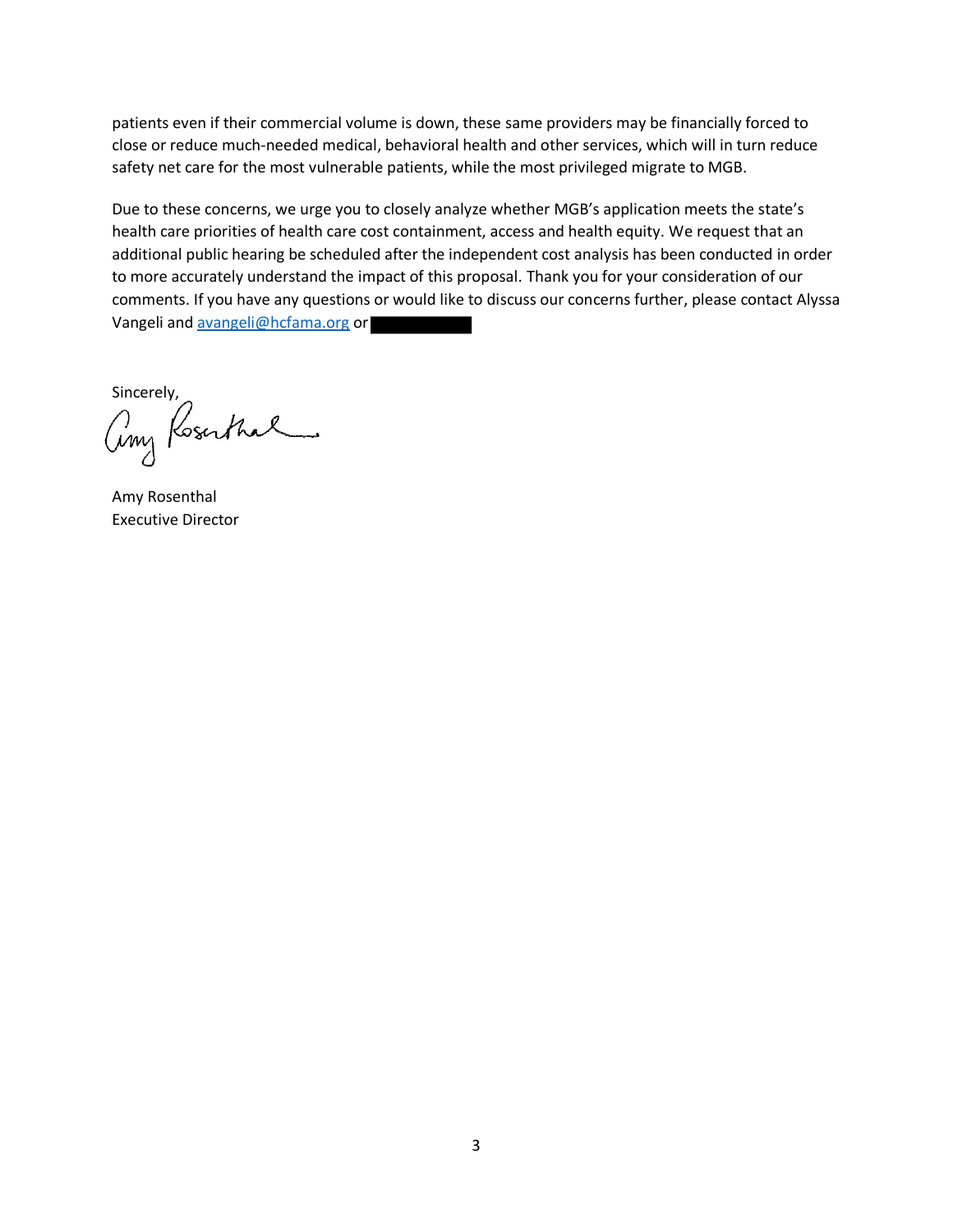patients even if their commercial volume is down, these same providers may be financially forced to close or reduce much-needed medical, behavioral health and other services, which will in turn reduce safety net care for the most vulnerable patients, while the most privileged migrate to MGB.

Due to these concerns, we urge you to closely analyze whether MGB's application meets the state's health care priorities of health care cost containment, access and health equity. We request that an additional public hearing be scheduled after the independent cost analysis has been conducted in order to more accurately understand the impact of this proposal. Thank you for your consideration of our comments. If you have any questions or would like to discuss our concerns further, please contact Alyssa Vangeli and avangeli@hcfama.org or

Sincerely,

Amy Rosenthal
Executive Director